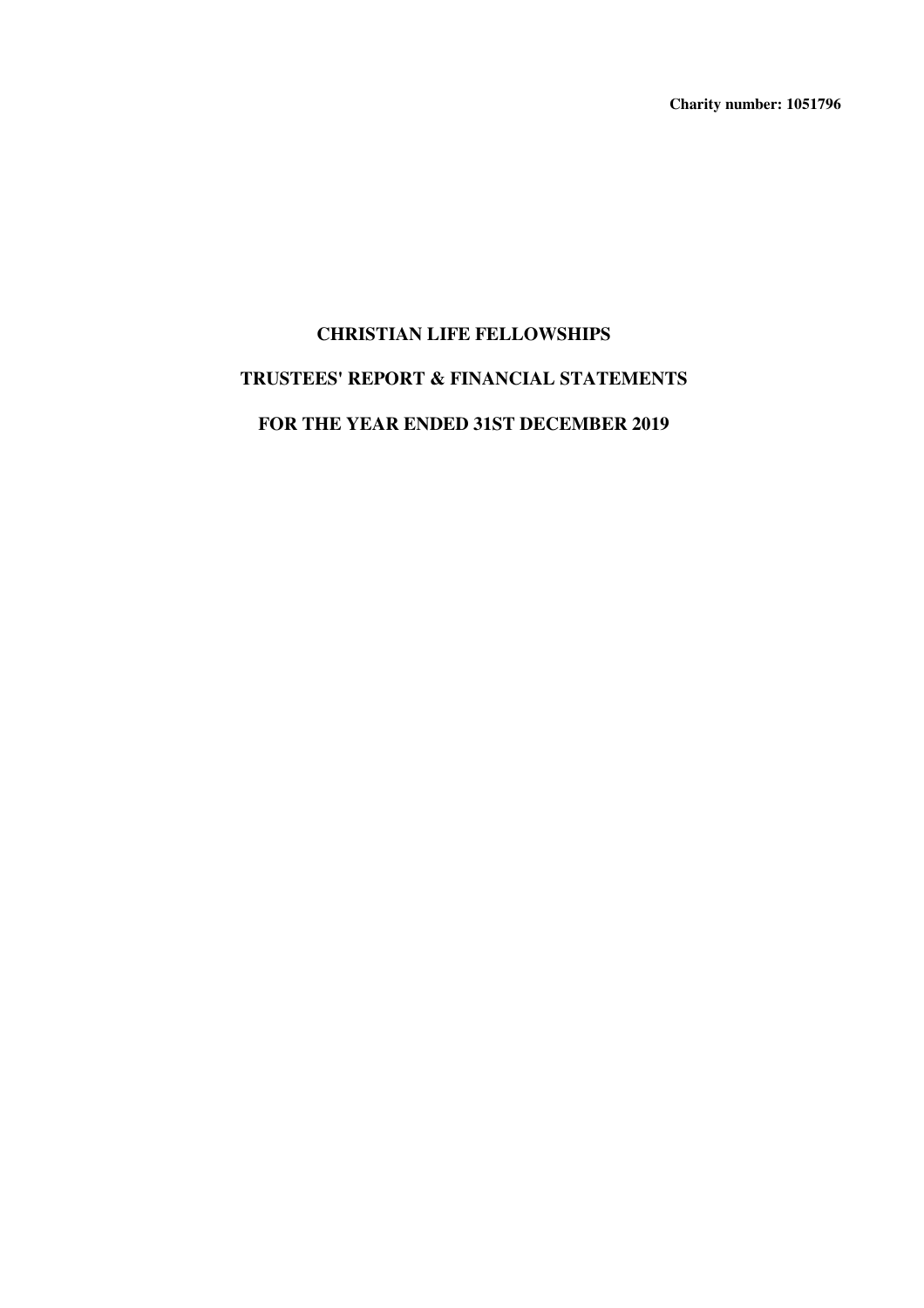**Charity number: 1051796**

# CHRISTIAN LIFE FELLOWSHIPS

# TRUSTEES' REPORT & FINANCIAL STATEMENTS

# FOR THE YEAR ENDED 31ST DECEMBER 2019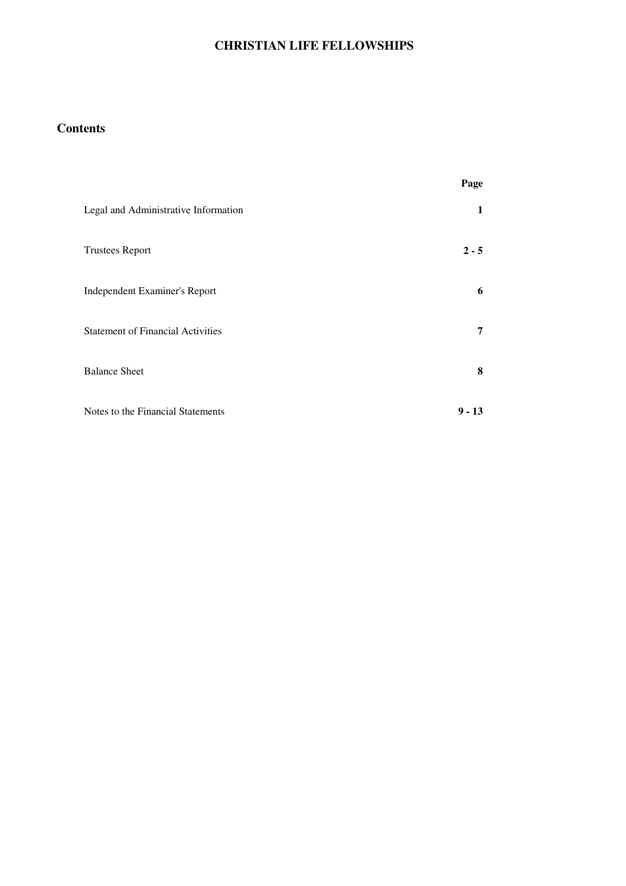# CHRISTIAN LIFE FELLOWSHIPS

## Contents

| | Page |
|---|---|
| Legal and Administrative Information | **1** |
| Trustees Report | **2 - 5** |
| Independent Examiner's Report | **6** |
| Statement of Financial Activities | **7** |
| Balance Sheet | **8** |
| Notes to the Financial Statements | **9 - 13** |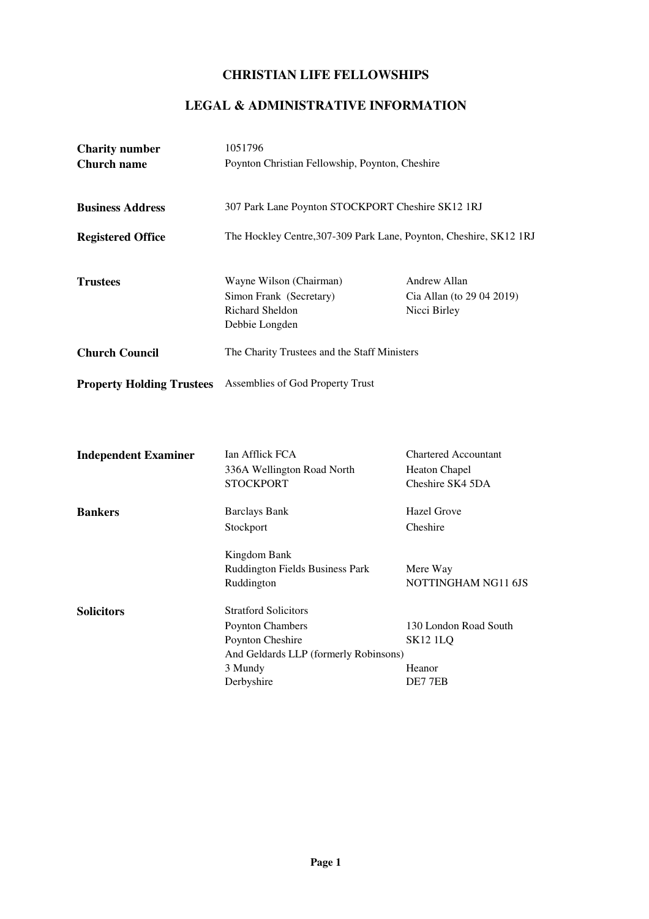# CHRISTIAN LIFE FELLOWSHIPS

## LEGAL & ADMINISTRATIVE INFORMATION

| | | |
|---|---|---|
| **Charity number** | 1051796 | |
| **Church name** | Poynton Christian Fellowship, Poynton, Cheshire | |
| **Business Address** | 307 Park Lane Poynton STOCKPORT Cheshire SK12 1RJ | |
| **Registered Office** | The Hockley Centre,307-309 Park Lane, Poynton, Cheshire, SK12 1RJ | |
| **Trustees** | Wayne Wilson (Chairman) | Andrew Allan |
| | Simon Frank (Secretary) | Cia Allan (to 29 04 2019) |
| | Richard Sheldon | Nicci Birley |
| | Debbie Longden | |
| **Church Council** | The Charity Trustees and the Staff Ministers | |
| **Property Holding Trustees** | Assemblies of God Property Trust | |
| **Independent Examiner** | Ian Afflick FCA | Chartered Accountant |
| | 336A Wellington Road North | Heaton Chapel |
| | STOCKPORT | Cheshire SK4 5DA |
| **Bankers** | Barclays Bank | Hazel Grove |
| | Stockport | Cheshire |
| | Kingdom Bank | |
| | Ruddington Fields Business Park | Mere Way |
| | Ruddington | NOTTINGHAM NG11 6JS |
| **Solicitors** | Stratford Solicitors | |
| | Poynton Chambers | 130 London Road South |
| | Poynton Cheshire | SK12 1LQ |
| | And Geldards LLP (formerly Robinsons) | |
| | 3 Mundy | Heanor |
| | Derbyshire | DE7 7EB |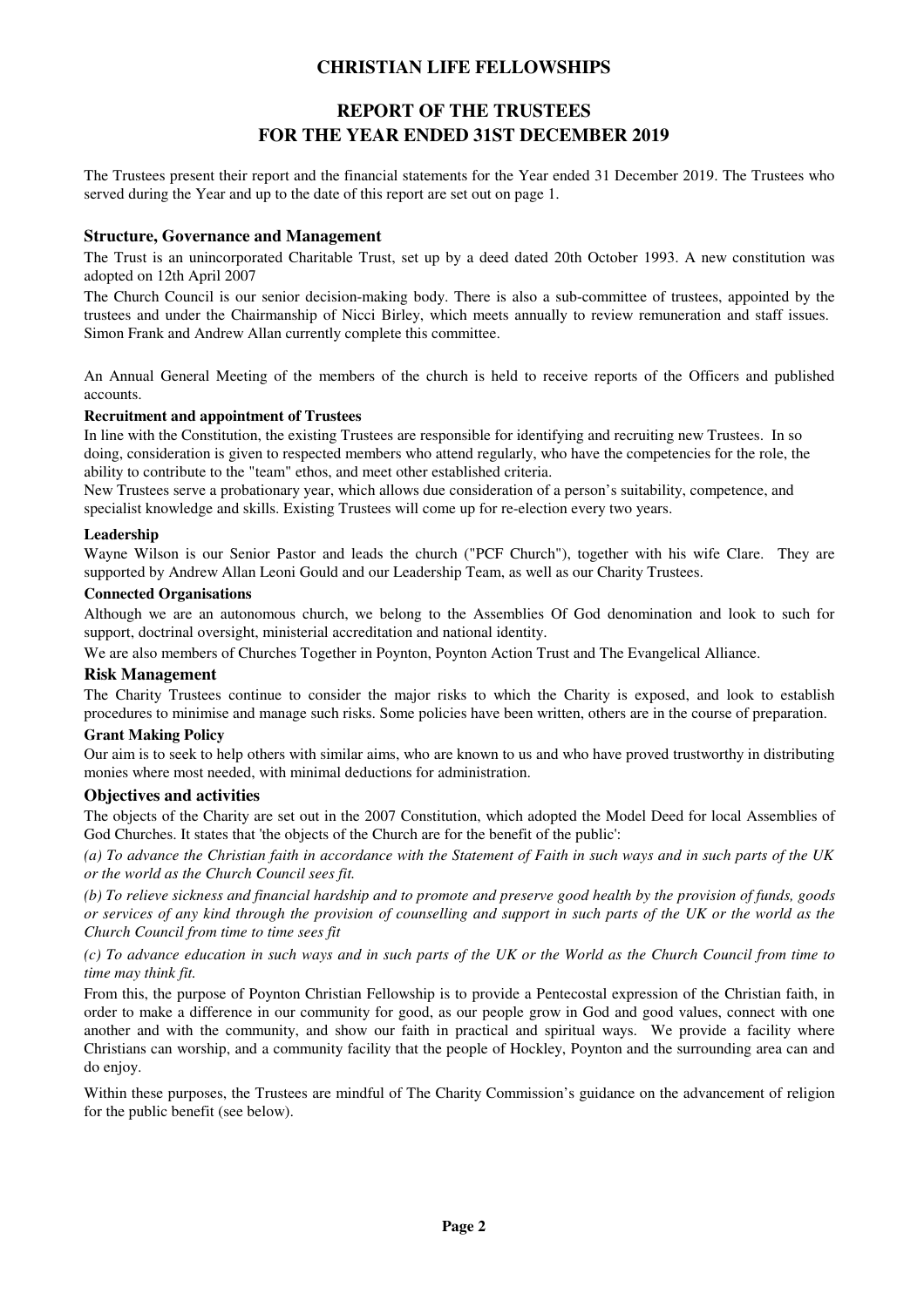# CHRISTIAN LIFE FELLOWSHIPS

## REPORT OF THE TRUSTEES
## FOR THE YEAR ENDED 31ST DECEMBER 2019

The Trustees present their report and the financial statements for the Year ended 31 December 2019. The Trustees who served during the Year and up to the date of this report are set out on page 1.

### Structure, Governance and Management

The Trust is an unincorporated Charitable Trust, set up by a deed dated 20th October 1993. A new constitution was adopted on 12th April 2007

The Church Council is our senior decision-making body. There is also a sub-committee of trustees, appointed by the trustees and under the Chairmanship of Nicci Birley, which meets annually to review remuneration and staff issues. Simon Frank and Andrew Allan currently complete this committee.

An Annual General Meeting of the members of the church is held to receive reports of the Officers and published accounts.

**Recruitment and appointment of Trustees**

In line with the Constitution, the existing Trustees are responsible for identifying and recruiting new Trustees. In so doing, consideration is given to respected members who attend regularly, who have the competencies for the role, the ability to contribute to the "team" ethos, and meet other established criteria.

New Trustees serve a probationary year, which allows due consideration of a person's suitability, competence, and specialist knowledge and skills. Existing Trustees will come up for re-election every two years.

**Leadership**

Wayne Wilson is our Senior Pastor and leads the church ("PCF Church"), together with his wife Clare. They are supported by Andrew Allan Leoni Gould and our Leadership Team, as well as our Charity Trustees.

**Connected Organisations**

Although we are an autonomous church, we belong to the Assemblies Of God denomination and look to such for support, doctrinal oversight, ministerial accreditation and national identity.

We are also members of Churches Together in Poynton, Poynton Action Trust and The Evangelical Alliance.

### Risk Management

The Charity Trustees continue to consider the major risks to which the Charity is exposed, and look to establish procedures to minimise and manage such risks. Some policies have been written, others are in the course of preparation.

**Grant Making Policy**

Our aim is to seek to help others with similar aims, who are known to us and who have proved trustworthy in distributing monies where most needed, with minimal deductions for administration.

### Objectives and activities

The objects of the Charity are set out in the 2007 Constitution, which adopted the Model Deed for local Assemblies of God Churches. It states that 'the objects of the Church are for the benefit of the public':

*(a) To advance the Christian faith in accordance with the Statement of Faith in such ways and in such parts of the UK or the world as the Church Council sees fit.*

*(b) To relieve sickness and financial hardship and to promote and preserve good health by the provision of funds, goods or services of any kind through the provision of counselling and support in such parts of the UK or the world as the Church Council from time to time sees fit*

*(c) To advance education in such ways and in such parts of the UK or the World as the Church Council from time to time may think fit.*

From this, the purpose of Poynton Christian Fellowship is to provide a Pentecostal expression of the Christian faith, in order to make a difference in our community for good, as our people grow in God and good values, connect with one another and with the community, and show our faith in practical and spiritual ways. We provide a facility where Christians can worship, and a community facility that the people of Hockley, Poynton and the surrounding area can and do enjoy.

Within these purposes, the Trustees are mindful of The Charity Commission's guidance on the advancement of religion for the public benefit (see below).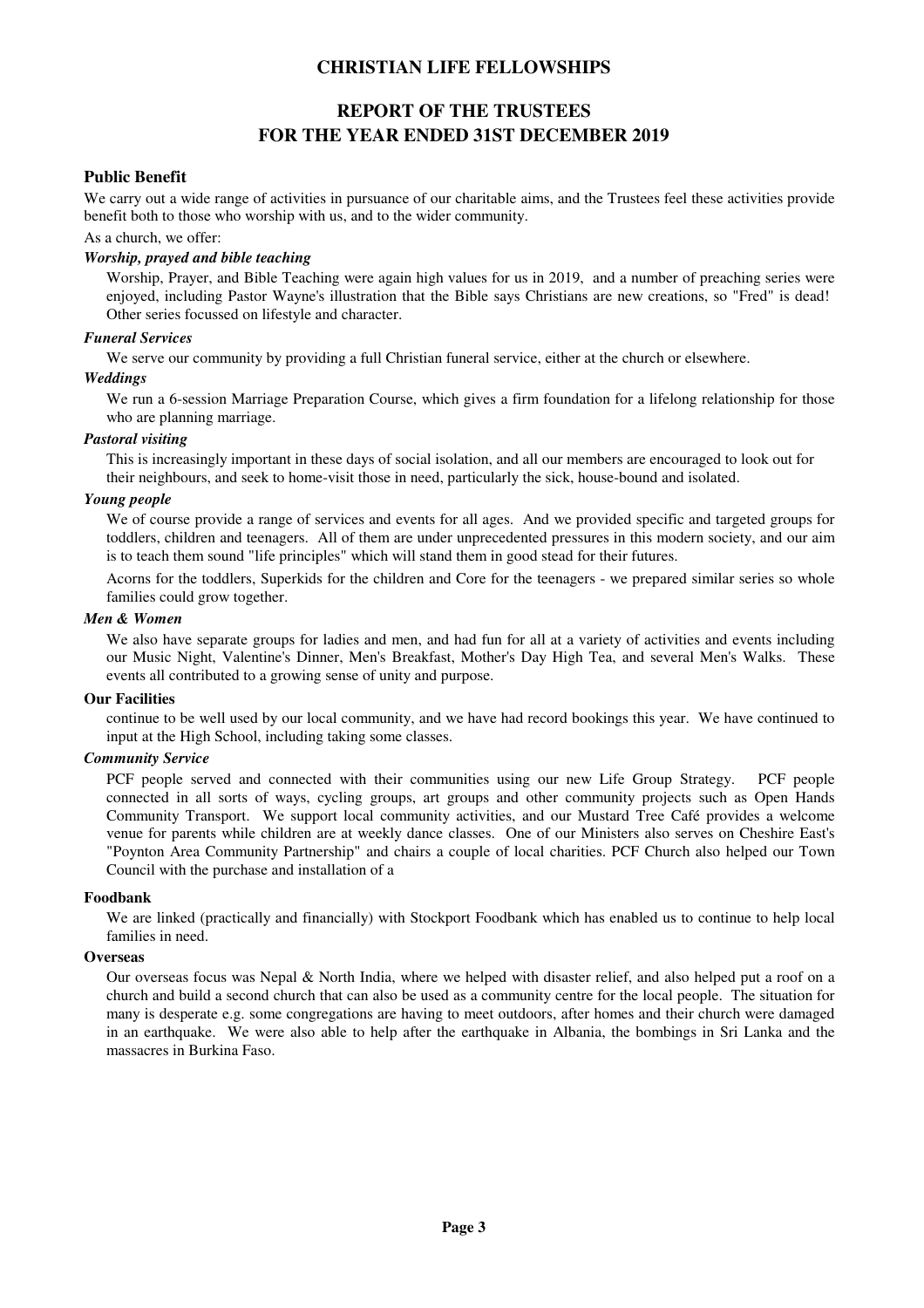# CHRISTIAN LIFE FELLOWSHIPS

## REPORT OF THE TRUSTEES
## FOR THE YEAR ENDED 31ST DECEMBER 2019

### Public Benefit

We carry out a wide range of activities in pursuance of our charitable aims, and the Trustees feel these activities provide benefit both to those who worship with us, and to the wider community.

As a church, we offer:

***Worship, prayed and bible teaching***

Worship, Prayer, and Bible Teaching were again high values for us in 2019, and a number of preaching series were enjoyed, including Pastor Wayne's illustration that the Bible says Christians are new creations, so "Fred" is dead! Other series focussed on lifestyle and character.

***Funeral Services***

We serve our community by providing a full Christian funeral service, either at the church or elsewhere.

***Weddings***

We run a 6-session Marriage Preparation Course, which gives a firm foundation for a lifelong relationship for those who are planning marriage.

***Pastoral visiting***

This is increasingly important in these days of social isolation, and all our members are encouraged to look out for their neighbours, and seek to home-visit those in need, particularly the sick, house-bound and isolated.

***Young people***

We of course provide a range of services and events for all ages. And we provided specific and targeted groups for toddlers, children and teenagers. All of them are under unprecedented pressures in this modern society, and our aim is to teach them sound "life principles" which will stand them in good stead for their futures.

Acorns for the toddlers, Superkids for the children and Core for the teenagers - we prepared similar series so whole families could grow together.

***Men & Women***

We also have separate groups for ladies and men, and had fun for all at a variety of activities and events including our Music Night, Valentine's Dinner, Men's Breakfast, Mother's Day High Tea, and several Men's Walks. These events all contributed to a growing sense of unity and purpose.

**Our Facilities**

continue to be well used by our local community, and we have had record bookings this year. We have continued to input at the High School, including taking some classes.

***Community Service***

PCF people served and connected with their communities using our new Life Group Strategy. PCF people connected in all sorts of ways, cycling groups, art groups and other community projects such as Open Hands Community Transport. We support local community activities, and our Mustard Tree Café provides a welcome venue for parents while children are at weekly dance classes. One of our Ministers also serves on Cheshire East's "Poynton Area Community Partnership" and chairs a couple of local charities. PCF Church also helped our Town Council with the purchase and installation of a

**Foodbank**

We are linked (practically and financially) with Stockport Foodbank which has enabled us to continue to help local families in need.

**Overseas**

Our overseas focus was Nepal & North India, where we helped with disaster relief, and also helped put a roof on a church and build a second church that can also be used as a community centre for the local people. The situation for many is desperate e.g. some congregations are having to meet outdoors, after homes and their church were damaged in an earthquake. We were also able to help after the earthquake in Albania, the bombings in Sri Lanka and the massacres in Burkina Faso.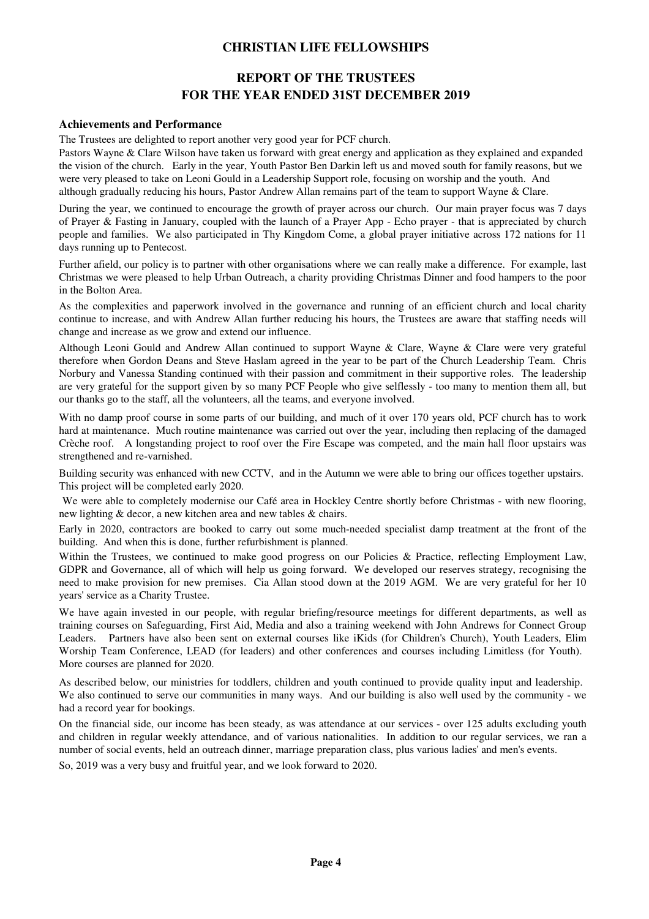# CHRISTIAN LIFE FELLOWSHIPS

## REPORT OF THE TRUSTEES
## FOR THE YEAR ENDED 31ST DECEMBER 2019

### Achievements and Performance

The Trustees are delighted to report another very good year for PCF church.

Pastors Wayne & Clare Wilson have taken us forward with great energy and application as they explained and expanded the vision of the church. Early in the year, Youth Pastor Ben Darkin left us and moved south for family reasons, but we were very pleased to take on Leoni Gould in a Leadership Support role, focusing on worship and the youth. And although gradually reducing his hours, Pastor Andrew Allan remains part of the team to support Wayne & Clare.

During the year, we continued to encourage the growth of prayer across our church. Our main prayer focus was 7 days of Prayer & Fasting in January, coupled with the launch of a Prayer App - Echo prayer - that is appreciated by church people and families. We also participated in Thy Kingdom Come, a global prayer initiative across 172 nations for 11 days running up to Pentecost.

Further afield, our policy is to partner with other organisations where we can really make a difference. For example, last Christmas we were pleased to help Urban Outreach, a charity providing Christmas Dinner and food hampers to the poor in the Bolton Area.

As the complexities and paperwork involved in the governance and running of an efficient church and local charity continue to increase, and with Andrew Allan further reducing his hours, the Trustees are aware that staffing needs will change and increase as we grow and extend our influence.

Although Leoni Gould and Andrew Allan continued to support Wayne & Clare, Wayne & Clare were very grateful therefore when Gordon Deans and Steve Haslam agreed in the year to be part of the Church Leadership Team. Chris Norbury and Vanessa Standing continued with their passion and commitment in their supportive roles. The leadership are very grateful for the support given by so many PCF People who give selflessly - too many to mention them all, but our thanks go to the staff, all the volunteers, all the teams, and everyone involved.

With no damp proof course in some parts of our building, and much of it over 170 years old, PCF church has to work hard at maintenance. Much routine maintenance was carried out over the year, including then replacing of the damaged Crèche roof. A longstanding project to roof over the Fire Escape was competed, and the main hall floor upstairs was strengthened and re-varnished.

Building security was enhanced with new CCTV, and in the Autumn we were able to bring our offices together upstairs. This project will be completed early 2020.

We were able to completely modernise our Café area in Hockley Centre shortly before Christmas - with new flooring, new lighting & decor, a new kitchen area and new tables & chairs.

Early in 2020, contractors are booked to carry out some much-needed specialist damp treatment at the front of the building. And when this is done, further refurbishment is planned.

Within the Trustees, we continued to make good progress on our Policies & Practice, reflecting Employment Law, GDPR and Governance, all of which will help us going forward. We developed our reserves strategy, recognising the need to make provision for new premises. Cia Allan stood down at the 2019 AGM. We are very grateful for her 10 years' service as a Charity Trustee.

We have again invested in our people, with regular briefing/resource meetings for different departments, as well as training courses on Safeguarding, First Aid, Media and also a training weekend with John Andrews for Connect Group Leaders. Partners have also been sent on external courses like iKids (for Children's Church), Youth Leaders, Elim Worship Team Conference, LEAD (for leaders) and other conferences and courses including Limitless (for Youth). More courses are planned for 2020.

As described below, our ministries for toddlers, children and youth continued to provide quality input and leadership. We also continued to serve our communities in many ways. And our building is also well used by the community - we had a record year for bookings.

On the financial side, our income has been steady, as was attendance at our services - over 125 adults excluding youth and children in regular weekly attendance, and of various nationalities. In addition to our regular services, we ran a number of social events, held an outreach dinner, marriage preparation class, plus various ladies' and men's events.

So, 2019 was a very busy and fruitful year, and we look forward to 2020.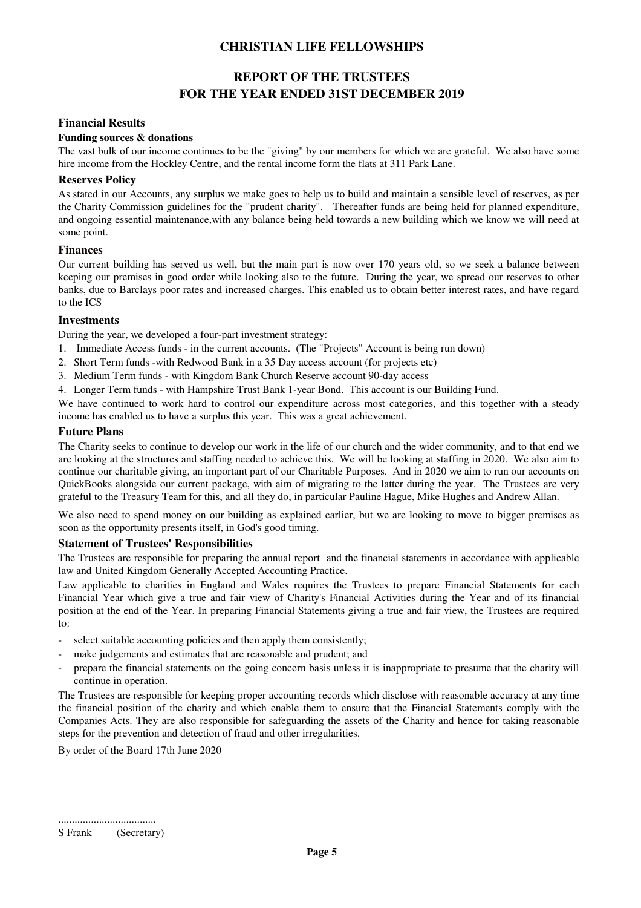# CHRISTIAN LIFE FELLOWSHIPS

## REPORT OF THE TRUSTEES
## FOR THE YEAR ENDED 31ST DECEMBER 2019

### Financial Results

**Funding sources & donations**

The vast bulk of our income continues to be the "giving" by our members for which we are grateful. We also have some hire income from the Hockley Centre, and the rental income form the flats at 311 Park Lane.

### Reserves Policy

As stated in our Accounts, any surplus we make goes to help us to build and maintain a sensible level of reserves, as per the Charity Commission guidelines for the "prudent charity". Thereafter funds are being held for planned expenditure, and ongoing essential maintenance,with any balance being held towards a new building which we know we will need at some point.

### Finances

Our current building has served us well, but the main part is now over 170 years old, so we seek a balance between keeping our premises in good order while looking also to the future. During the year, we spread our reserves to other banks, due to Barclays poor rates and increased charges. This enabled us to obtain better interest rates, and have regard to the ICS

### Investments

During the year, we developed a four-part investment strategy:

1. Immediate Access funds - in the current accounts. (The "Projects" Account is being run down)
2. Short Term funds -with Redwood Bank in a 35 Day access account (for projects etc)
3. Medium Term funds - with Kingdom Bank Church Reserve account 90-day access
4. Longer Term funds - with Hampshire Trust Bank 1-year Bond. This account is our Building Fund.

We have continued to work hard to control our expenditure across most categories, and this together with a steady income has enabled us to have a surplus this year. This was a great achievement.

### Future Plans

The Charity seeks to continue to develop our work in the life of our church and the wider community, and to that end we are looking at the structures and staffing needed to achieve this. We will be looking at staffing in 2020. We also aim to continue our charitable giving, an important part of our Charitable Purposes. And in 2020 we aim to run our accounts on QuickBooks alongside our current package, with aim of migrating to the latter during the year. The Trustees are very grateful to the Treasury Team for this, and all they do, in particular Pauline Hague, Mike Hughes and Andrew Allan.

We also need to spend money on our building as explained earlier, but we are looking to move to bigger premises as soon as the opportunity presents itself, in God's good timing.

### Statement of Trustees' Responsibilities

The Trustees are responsible for preparing the annual report and the financial statements in accordance with applicable law and United Kingdom Generally Accepted Accounting Practice.

Law applicable to charities in England and Wales requires the Trustees to prepare Financial Statements for each Financial Year which give a true and fair view of Charity's Financial Activities during the Year and of its financial position at the end of the Year. In preparing Financial Statements giving a true and fair view, the Trustees are required to:

- select suitable accounting policies and then apply them consistently;
- make judgements and estimates that are reasonable and prudent; and
- prepare the financial statements on the going concern basis unless it is inappropriate to presume that the charity will continue in operation.

The Trustees are responsible for keeping proper accounting records which disclose with reasonable accuracy at any time the financial position of the charity and which enable them to ensure that the Financial Statements comply with the Companies Acts. They are also responsible for safeguarding the assets of the Charity and hence for taking reasonable steps for the prevention and detection of fraud and other irregularities.

By order of the Board 17th June 2020

....................................

S Frank (Secretary)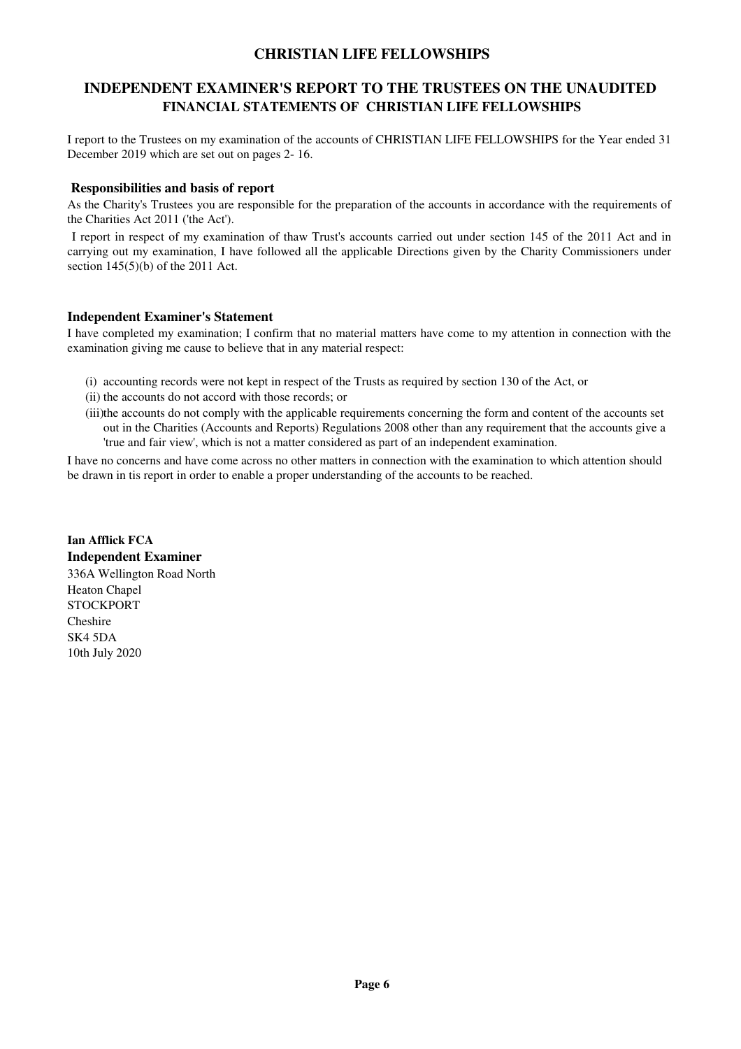# CHRISTIAN LIFE FELLOWSHIPS

## INDEPENDENT EXAMINER'S REPORT TO THE TRUSTEES ON THE UNAUDITED FINANCIAL STATEMENTS OF CHRISTIAN LIFE FELLOWSHIPS

I report to the Trustees on my examination of the accounts of CHRISTIAN LIFE FELLOWSHIPS for the Year ended 31 December 2019 which are set out on pages 2- 16.

### Responsibilities and basis of report

As the Charity's Trustees you are responsible for the preparation of the accounts in accordance with the requirements of the Charities Act 2011 ('the Act').

I report in respect of my examination of thaw Trust's accounts carried out under section 145 of the 2011 Act and in carrying out my examination, I have followed all the applicable Directions given by the Charity Commissioners under section 145(5)(b) of the 2011 Act.

### Independent Examiner's Statement

I have completed my examination; I confirm that no material matters have come to my attention in connection with the examination giving me cause to believe that in any material respect:

(i) accounting records were not kept in respect of the Trusts as required by section 130 of the Act, or

(ii) the accounts do not accord with those records; or

(iii)the accounts do not comply with the applicable requirements concerning the form and content of the accounts set out in the Charities (Accounts and Reports) Regulations 2008 other than any requirement that the accounts give a 'true and fair view', which is not a matter considered as part of an independent examination.

I have no concerns and have come across no other matters in connection with the examination to which attention should be drawn in tis report in order to enable a proper understanding of the accounts to be reached.

**Ian Afflick FCA**
**Independent Examiner**
336A Wellington Road North
Heaton Chapel
STOCKPORT
Cheshire
SK4 5DA
10th July 2020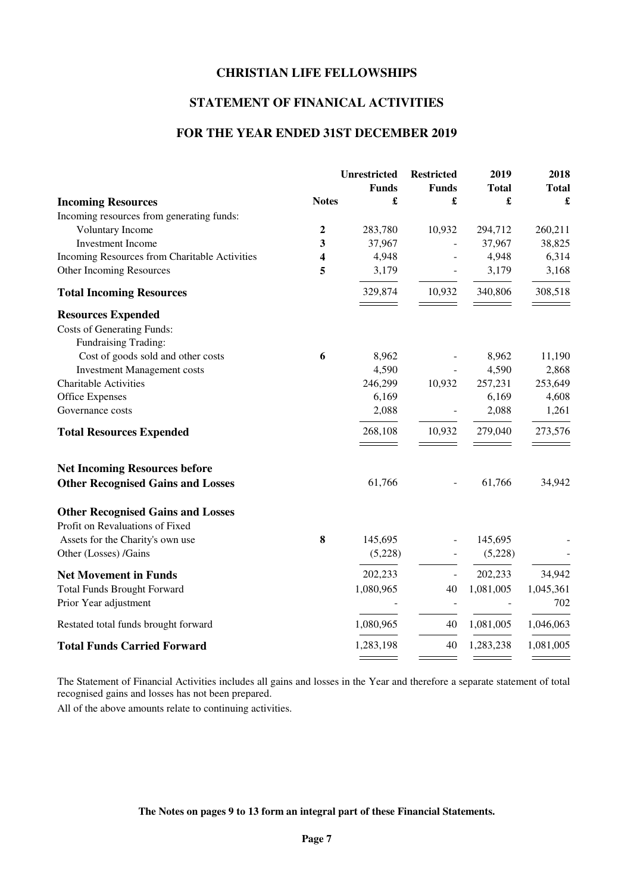# CHRISTIAN LIFE FELLOWSHIPS

## STATEMENT OF FINANICAL ACTIVITIES

## FOR THE YEAR ENDED 31ST DECEMBER 2019

| | Notes | Unrestricted Funds £ | Restricted Funds £ | 2019 Total £ | 2018 Total £ |
|---|---|---|---|---|---|
| **Incoming Resources** | | | | | |
| Incoming resources from generating funds: | | | | | |
| Voluntary Income | **2** | 283,780 | 10,932 | 294,712 | 260,211 |
| Investment Income | **3** | 37,967 | - | 37,967 | 38,825 |
| Incoming Resources from Charitable Activities | **4** | 4,948 | - | 4,948 | 6,314 |
| Other Incoming Resources | **5** | 3,179 | - | 3,179 | 3,168 |
| **Total Incoming Resources** | | 329,874 | 10,932 | 340,806 | 308,518 |
| **Resources Expended** | | | | | |
| Costs of Generating Funds: | | | | | |
| Fundraising Trading: | | | | | |
| Cost of goods sold and other costs | **6** | 8,962 | - | 8,962 | 11,190 |
| Investment Management costs | | 4,590 | - | 4,590 | 2,868 |
| Charitable Activities | | 246,299 | 10,932 | 257,231 | 253,649 |
| Office Expenses | | 6,169 | | 6,169 | 4,608 |
| Governance costs | | 2,088 | - | 2,088 | 1,261 |
| **Total Resources Expended** | | 268,108 | 10,932 | 279,040 | 273,576 |
| **Net Incoming Resources before Other Recognised Gains and Losses** | | 61,766 | - | 61,766 | 34,942 |
| **Other Recognised Gains and Losses** | | | | | |
| Profit on Revaluations of Fixed Assets for the Charity's own use | **8** | 145,695 | - | 145,695 | - |
| Other (Losses) /Gains | | (5,228) | - | (5,228) | - |
| **Net Movement in Funds** | | 202,233 | - | 202,233 | 34,942 |
| Total Funds Brought Forward | | 1,080,965 | 40 | 1,081,005 | 1,045,361 |
| Prior Year adjustment | | - | - | - | 702 |
| Restated total funds brought forward | | 1,080,965 | 40 | 1,081,005 | 1,046,063 |
| **Total Funds Carried Forward** | | 1,283,198 | 40 | 1,283,238 | 1,081,005 |

The Statement of Financial Activities includes all gains and losses in the Year and therefore a separate statement of total recognised gains and losses has not been prepared.

All of the above amounts relate to continuing activities.

**The Notes on pages 9 to 13 form an integral part of these Financial Statements.**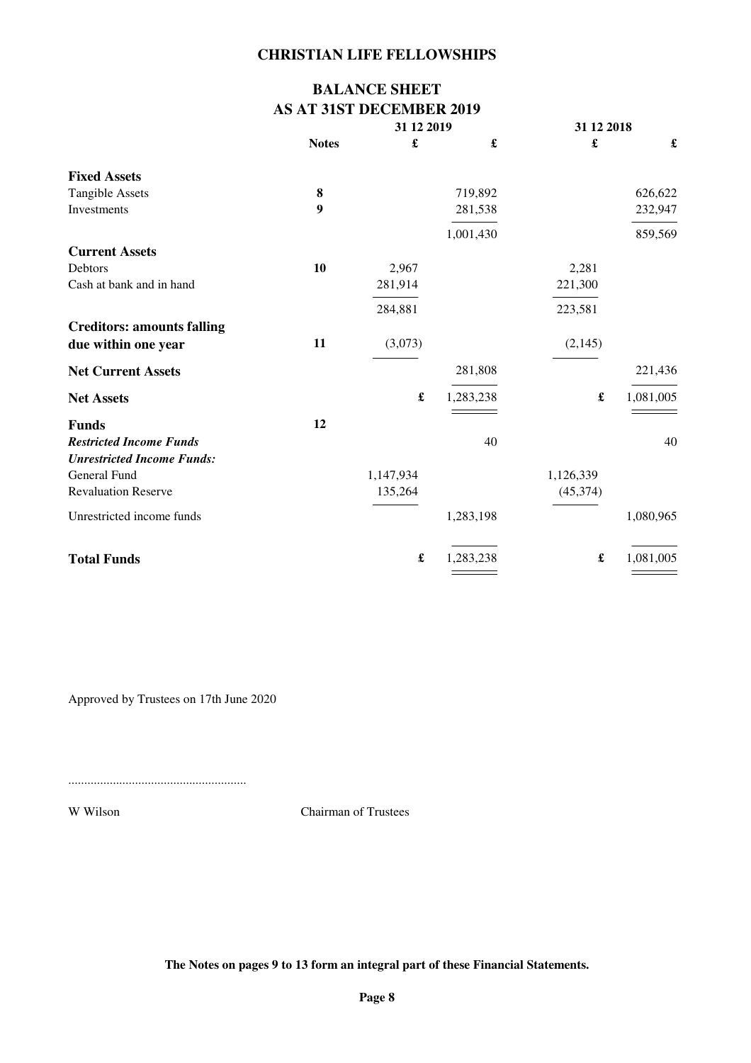# CHRISTIAN LIFE FELLOWSHIPS

## BALANCE SHEET
## AS AT 31ST DECEMBER 2019

| | Notes | 31 12 2019 £ | 31 12 2019 £ | 31 12 2018 £ | 31 12 2018 £ |
|---|---|---|---|---|---|
| **Fixed Assets** | | | | | |
| Tangible Assets | **8** | | 719,892 | | 626,622 |
| Investments | **9** | | 281,538 | | 232,947 |
| | | | 1,001,430 | | 859,569 |
| **Current Assets** | | | | | |
| Debtors | **10** | 2,967 | | 2,281 | |
| Cash at bank and in hand | | 281,914 | | 221,300 | |
| | | 284,881 | | 223,581 | |
| **Creditors: amounts falling due within one year** | **11** | (3,073) | | (2,145) | |
| **Net Current Assets** | | | 281,808 | | 221,436 |
| **Net Assets** | | £ | 1,283,238 | £ | 1,081,005 |
| **Funds** | **12** | | | | |
| ***Restricted Income Funds*** | | | 40 | | 40 |
| ***Unrestricted Income Funds:*** | | | | | |
| General Fund | | 1,147,934 | | 1,126,339 | |
| Revaluation Reserve | | 135,264 | | (45,374) | |
| Unrestricted income funds | | | 1,283,198 | | 1,080,965 |
| **Total Funds** | | £ | 1,283,238 | £ | 1,081,005 |

Approved by Trustees on 17th June 2020

........................................................

W Wilson Chairman of Trustees

**The Notes on pages 9 to 13 form an integral part of these Financial Statements.**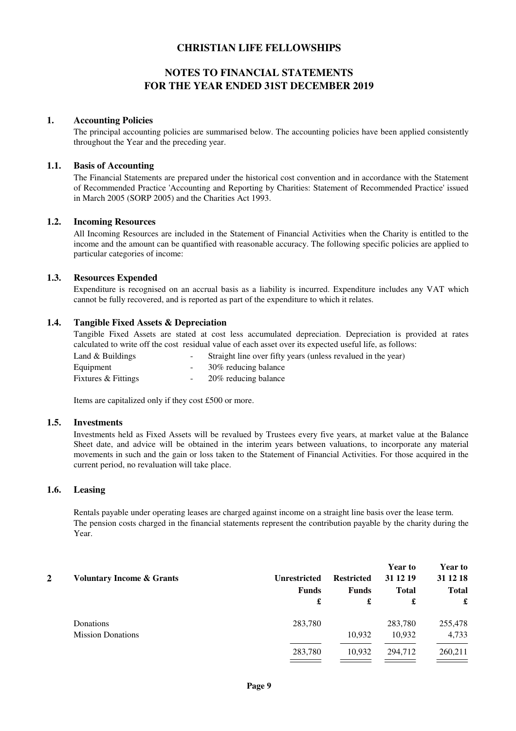# CHRISTIAN LIFE FELLOWSHIPS

## NOTES TO FINANCIAL STATEMENTS FOR THE YEAR ENDED 31ST DECEMBER 2019

### 1. Accounting Policies

The principal accounting policies are summarised below. The accounting policies have been applied consistently throughout the Year and the preceding year.

### 1.1. Basis of Accounting

The Financial Statements are prepared under the historical cost convention and in accordance with the Statement of Recommended Practice 'Accounting and Reporting by Charities: Statement of Recommended Practice' issued in March 2005 (SORP 2005) and the Charities Act 1993.

### 1.2. Incoming Resources

All Incoming Resources are included in the Statement of Financial Activities when the Charity is entitled to the income and the amount can be quantified with reasonable accuracy. The following specific policies are applied to particular categories of income:

### 1.3. Resources Expended

Expenditure is recognised on an accrual basis as a liability is incurred. Expenditure includes any VAT which cannot be fully recovered, and is reported as part of the expenditure to which it relates.

### 1.4. Tangible Fixed Assets & Depreciation

Tangible Fixed Assets are stated at cost less accumulated depreciation. Depreciation is provided at rates calculated to write off the cost residual value of each asset over its expected useful life, as follows:

| | | |
|---|---|---|
| Land & Buildings | - | Straight line over fifty years (unless revalued in the year) |
| Equipment | - | 30% reducing balance |
| Fixtures & Fittings | - | 20% reducing balance |

Items are capitalized only if they cost £500 or more.

### 1.5. Investments

Investments held as Fixed Assets will be revalued by Trustees every five years, at market value at the Balance Sheet date, and advice will be obtained in the interim years between valuations, to incorporate any material movements in such and the gain or loss taken to the Statement of Financial Activities. For those acquired in the current period, no revaluation will take place.

### 1.6. Leasing

Rentals payable under operating leases are charged against income on a straight line basis over the lease term. The pension costs charged in the financial statements represent the contribution payable by the charity during the Year.

### 2 Voluntary Income & Grants

| | Unrestricted Funds £ | Restricted Funds £ | Year to 31 12 19 Total £ | Year to 31 12 18 Total £ |
|---|---|---|---|---|
| Donations | 283,780 | | 283,780 | 255,478 |
| Mission Donations | | 10,932 | 10,932 | 4,733 |
| | 283,780 | 10,932 | 294,712 | 260,211 |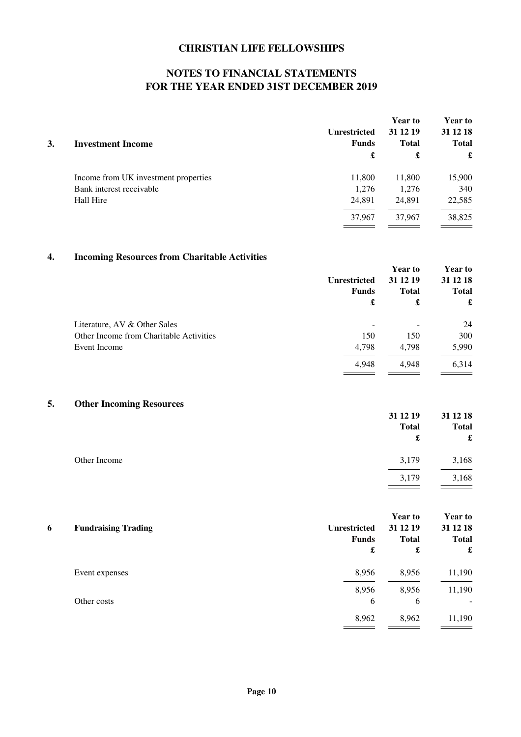# CHRISTIAN LIFE FELLOWSHIPS

## NOTES TO FINANCIAL STATEMENTS FOR THE YEAR ENDED 31ST DECEMBER 2019

### 3. Investment Income

| | Unrestricted Funds £ | Year to 31 12 19 Total £ | Year to 31 12 18 Total £ |
|---|---|---|---|
| Income from UK investment properties | 11,800 | 11,800 | 15,900 |
| Bank interest receivable | 1,276 | 1,276 | 340 |
| Hall Hire | 24,891 | 24,891 | 22,585 |
| | 37,967 | 37,967 | 38,825 |

### 4. Incoming Resources from Charitable Activities

| | Unrestricted Funds £ | Year to 31 12 19 Total £ | Year to 31 12 18 Total £ |
|---|---|---|---|
| Literature, AV & Other Sales | - | - | 24 |
| Other Income from Charitable Activities | 150 | 150 | 300 |
| Event Income | 4,798 | 4,798 | 5,990 |
| | 4,948 | 4,948 | 6,314 |

### 5. Other Incoming Resources

| | 31 12 19 Total £ | 31 12 18 Total £ |
|---|---|---|
| Other Income | 3,179 | 3,168 |
| | 3,179 | 3,168 |

### 6 Fundraising Trading

| | Unrestricted Funds £ | Year to 31 12 19 Total £ | Year to 31 12 18 Total £ |
|---|---|---|---|
| Event expenses | 8,956 | 8,956 | 11,190 |
| | 8,956 | 8,956 | 11,190 |
| Other costs | 6 | 6 | - |
| | 8,962 | 8,962 | 11,190 |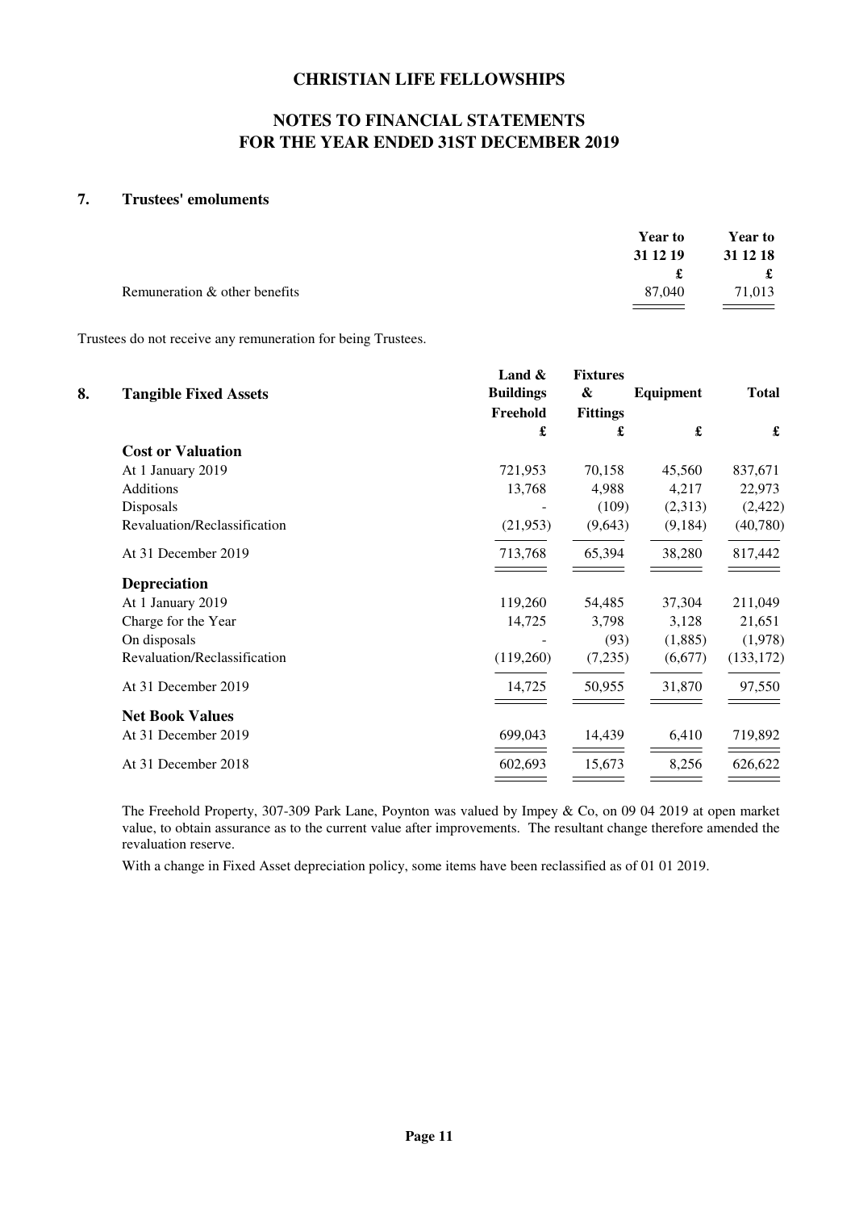## CHRISTIAN LIFE FELLOWSHIPS

## NOTES TO FINANCIAL STATEMENTS
## FOR THE YEAR ENDED 31ST DECEMBER 2019

### 7. Trustees' emoluments

| | Year to 31 12 19 | Year to 31 12 18 |
|---|---|---|
| | £ | £ |
| Remuneration & other benefits | 87,040 | 71,013 |

Trustees do not receive any remuneration for being Trustees.

### 8. Tangible Fixed Assets

| | Land & Buildings Freehold | Fixtures & Fittings | Equipment | Total |
|---|---|---|---|---|
| | £ | £ | £ | £ |
| **Cost or Valuation** | | | | |
| At 1 January 2019 | 721,953 | 70,158 | 45,560 | 837,671 |
| Additions | 13,768 | 4,988 | 4,217 | 22,973 |
| Disposals | - | (109) | (2,313) | (2,422) |
| Revaluation/Reclassification | (21,953) | (9,643) | (9,184) | (40,780) |
| At 31 December 2019 | 713,768 | 65,394 | 38,280 | 817,442 |
| **Depreciation** | | | | |
| At 1 January 2019 | 119,260 | 54,485 | 37,304 | 211,049 |
| Charge for the Year | 14,725 | 3,798 | 3,128 | 21,651 |
| On disposals | - | (93) | (1,885) | (1,978) |
| Revaluation/Reclassification | (119,260) | (7,235) | (6,677) | (133,172) |
| At 31 December 2019 | 14,725 | 50,955 | 31,870 | 97,550 |
| **Net Book Values** | | | | |
| At 31 December 2019 | 699,043 | 14,439 | 6,410 | 719,892 |
| At 31 December 2018 | 602,693 | 15,673 | 8,256 | 626,622 |

The Freehold Property, 307-309 Park Lane, Poynton was valued by Impey & Co, on 09 04 2019 at open market value, to obtain assurance as to the current value after improvements. The resultant change therefore amended the revaluation reserve.

With a change in Fixed Asset depreciation policy, some items have been reclassified as of 01 01 2019.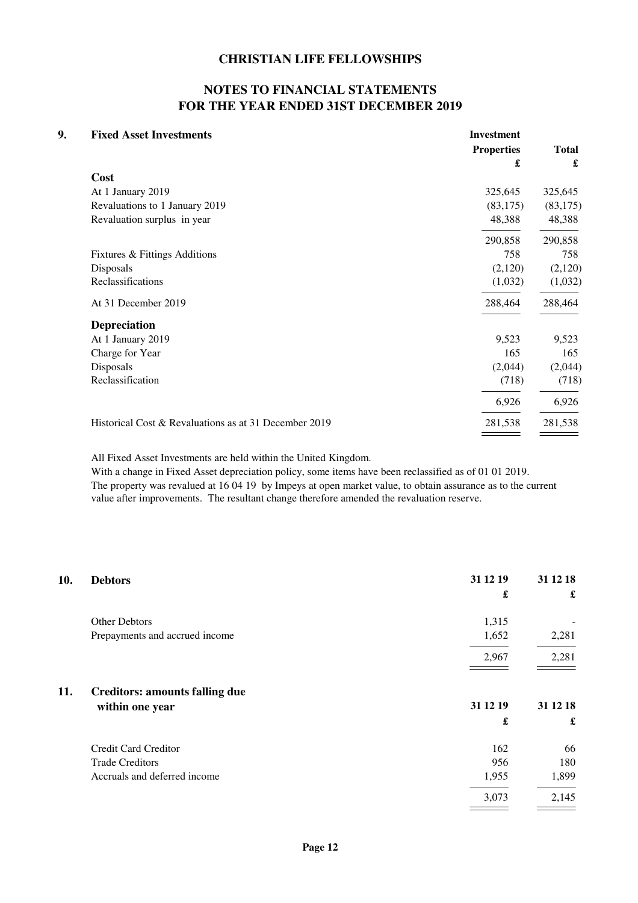# CHRISTIAN LIFE FELLOWSHIPS

## NOTES TO FINANCIAL STATEMENTS FOR THE YEAR ENDED 31ST DECEMBER 2019

### 9. Fixed Asset Investments

| | Investment Properties £ | Total £ |
|---|---|---|
| **Cost** | | |
| At 1 January 2019 | 325,645 | 325,645 |
| Revaluations to 1 January 2019 | (83,175) | (83,175) |
| Revaluation surplus in year | 48,388 | 48,388 |
| | 290,858 | 290,858 |
| Fixtures & Fittings Additions | 758 | 758 |
| Disposals | (2,120) | (2,120) |
| Reclassifications | (1,032) | (1,032) |
| At 31 December 2019 | 288,464 | 288,464 |
| **Depreciation** | | |
| At 1 January 2019 | 9,523 | 9,523 |
| Charge for Year | 165 | 165 |
| Disposals | (2,044) | (2,044) |
| Reclassification | (718) | (718) |
| | 6,926 | 6,926 |
| Historical Cost & Revaluations as at 31 December 2019 | 281,538 | 281,538 |

All Fixed Asset Investments are held within the United Kingdom.
With a change in Fixed Asset depreciation policy, some items have been reclassified as of 01 01 2019.
The property was revalued at 16 04 19 by Impeys at open market value, to obtain assurance as to the current value after improvements. The resultant change therefore amended the revaluation reserve.

### 10. Debtors

| | 31 12 19 £ | 31 12 18 £ |
|---|---|---|
| Other Debtors | 1,315 | - |
| Prepayments and accrued income | 1,652 | 2,281 |
| | 2,967 | 2,281 |

### 11. Creditors: amounts falling due within one year

| | 31 12 19 £ | 31 12 18 £ |
|---|---|---|
| Credit Card Creditor | 162 | 66 |
| Trade Creditors | 956 | 180 |
| Accruals and deferred income | 1,955 | 1,899 |
| | 3,073 | 2,145 |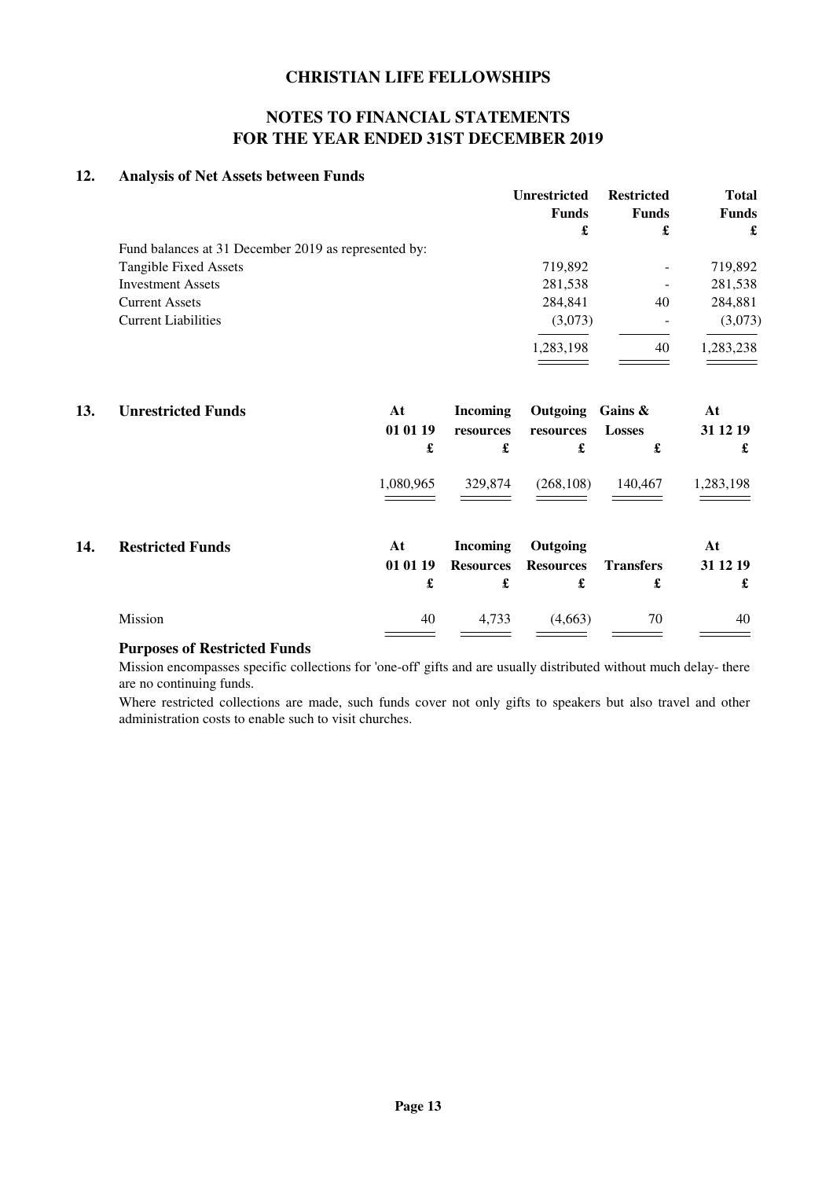# CHRISTIAN LIFE FELLOWSHIPS

## NOTES TO FINANCIAL STATEMENTS
## FOR THE YEAR ENDED 31ST DECEMBER 2019

### 12. Analysis of Net Assets between Funds

| | Unrestricted Funds | Restricted Funds | Total Funds |
|---|---|---|---|
| | £ | £ | £ |
| Fund balances at 31 December 2019 as represented by: | | | |
| Tangible Fixed Assets | 719,892 | - | 719,892 |
| Investment Assets | 281,538 | - | 281,538 |
| Current Assets | 284,841 | 40 | 284,881 |
| Current Liabilities | (3,073) | - | (3,073) |
| | 1,283,198 | 40 | 1,283,238 |

### 13. Unrestricted Funds

| | At 01 01 19 | Incoming resources | Outgoing resources | Gains & Losses | At 31 12 19 |
|---|---|---|---|---|---|
| | £ | £ | £ | £ | £ |
| | 1,080,965 | 329,874 | (268,108) | 140,467 | 1,283,198 |

### 14. Restricted Funds

| | At 01 01 19 | Incoming Resources | Outgoing Resources | Transfers | At 31 12 19 |
|---|---|---|---|---|---|
| | £ | £ | £ | £ | £ |
| Mission | 40 | 4,733 | (4,663) | 70 | 40 |

**Purposes of Restricted Funds**

Mission encompasses specific collections for 'one-off' gifts and are usually distributed without much delay- there are no continuing funds.

Where restricted collections are made, such funds cover not only gifts to speakers but also travel and other administration costs to enable such to visit churches.